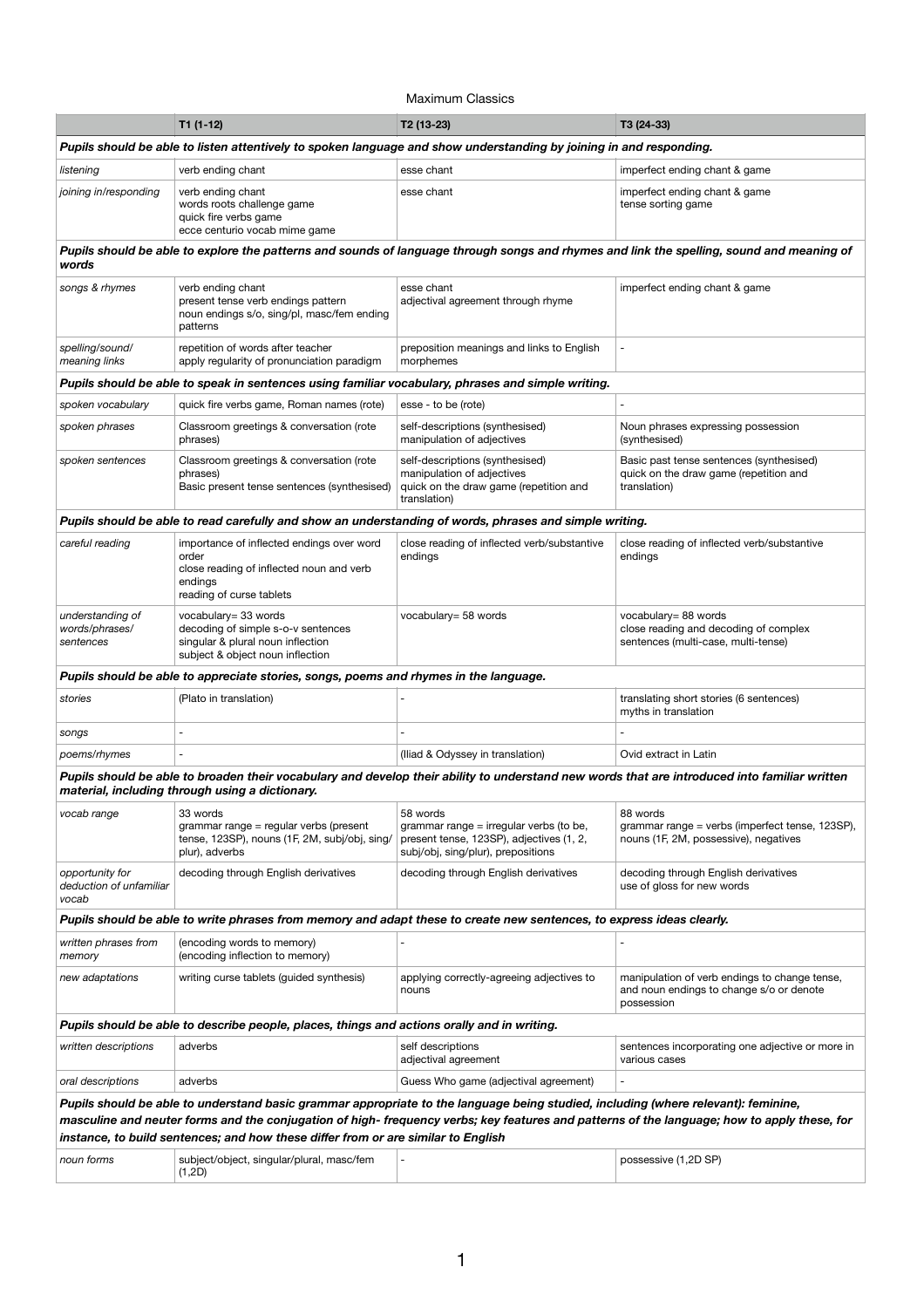# Maximum Classics

| | T1 (1-12) | T2 (13-23) | T3 (24-33) |
|---|---|---|---|
| ***Pupils should be able to listen attentively to spoken language and show understanding by joining in and responding.*** | | | |
| *listening* | verb ending chant | esse chant | imperfect ending chant & game |
| *joining in/responding* | verb ending chant<br>words roots challenge game<br>quick fire verbs game<br>ecce centurio vocab mime game | esse chant | imperfect ending chant & game<br>tense sorting game |
| ***Pupils should be able to explore the patterns and sounds of language through songs and rhymes and link the spelling, sound and meaning of words*** | | | |
| *songs & rhymes* | verb ending chant<br>present tense verb endings pattern<br>noun endings s/o, sing/pl, masc/fem ending patterns | esse chant<br>adjectival agreement through rhyme | imperfect ending chant & game |
| *spelling/sound/ meaning links* | repetition of words after teacher<br>apply regularity of pronunciation paradigm | preposition meanings and links to English morphemes | - |
| ***Pupils should be able to speak in sentences using familiar vocabulary, phrases and simple writing.*** | | | |
| *spoken vocabulary* | quick fire verbs game, Roman names (rote) | esse - to be (rote) | - |
| *spoken phrases* | Classroom greetings & conversation (rote phrases) | self-descriptions (synthesised)<br>manipulation of adjectives | Noun phrases expressing possession (synthesised) |
| *spoken sentences* | Classroom greetings & conversation (rote phrases)<br>Basic present tense sentences (synthesised) | self-descriptions (synthesised)<br>manipulation of adjectives<br>quick on the draw game (repetition and translation) | Basic past tense sentences (synthesised)<br>quick on the draw game (repetition and translation) |
| ***Pupils should be able to read carefully and show an understanding of words, phrases and simple writing.*** | | | |
| *careful reading* | importance of inflected endings over word order<br>close reading of inflected noun and verb endings<br>reading of curse tablets | close reading of inflected verb/substantive endings | close reading of inflected verb/substantive endings |
| *understanding of words/phrases/ sentences* | vocabulary= 33 words<br>decoding of simple s-o-v sentences<br>singular & plural noun inflection<br>subject & object noun inflection | vocabulary= 58 words | vocabulary= 88 words<br>close reading and decoding of complex sentences (multi-case, multi-tense) |
| ***Pupils should be able to appreciate stories, songs, poems and rhymes in the language.*** | | | |
| *stories* | (Plato in translation) | - | translating short stories (6 sentences)<br>myths in translation |
| *songs* | - | - | - |
| *poems/rhymes* | - | (Iliad & Odyssey in translation) | Ovid extract in Latin |
| ***Pupils should be able to broaden their vocabulary and develop their ability to understand new words that are introduced into familiar written material, including through using a dictionary.*** | | | |
| *vocab range* | 33 words<br>grammar range = regular verbs (present tense, 123SP), nouns (1F, 2M, subj/obj, sing/plur), adverbs | 58 words<br>grammar range = irregular verbs (to be, present tense, 123SP), adjectives (1, 2, subj/obj, sing/plur), prepositions | 88 words<br>grammar range = verbs (imperfect tense, 123SP), nouns (1F, 2M, possessive), negatives |
| *opportunity for deduction of unfamiliar vocab* | decoding through English derivatives | decoding through English derivatives | decoding through English derivatives<br>use of gloss for new words |
| ***Pupils should be able to write phrases from memory and adapt these to create new sentences, to express ideas clearly.*** | | | |
| *written phrases from memory* | (encoding words to memory)<br>(encoding inflection to memory) | - | - |
| *new adaptations* | writing curse tablets (guided synthesis) | applying correctly-agreeing adjectives to nouns | manipulation of verb endings to change tense, and noun endings to change s/o or denote possession |
| ***Pupils should be able to describe people, places, things and actions orally and in writing.*** | | | |
| *written descriptions* | adverbs | self descriptions<br>adjectival agreement | sentences incorporating one adjective or more in various cases |
| *oral descriptions* | adverbs | Guess Who game (adjectival agreement) | - |
| ***Pupils should be able to understand basic grammar appropriate to the language being studied, including (where relevant): feminine, masculine and neuter forms and the conjugation of high- frequency verbs; key features and patterns of the language; how to apply these, for instance, to build sentences; and how these differ from or are similar to English*** | | | |
| *noun forms* | subject/object, singular/plural, masc/fem (1,2D) | - | possessive (1,2D SP) |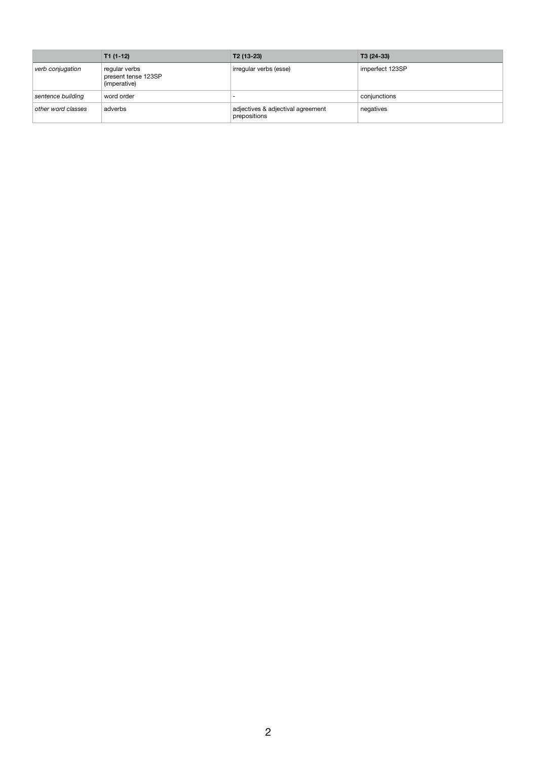| | T1 (1-12) | T2 (13-23) | T3 (24-33) |
|---|---|---|---|
| *verb conjugation* | regular verbs<br>present tense 123SP<br>(imperative) | irregular verbs (esse) | imperfect 123SP |
| *sentence building* | word order | - | conjunctions |
| *other word classes* | adverbs | adjectives & adjectival agreement<br>prepositions | negatives |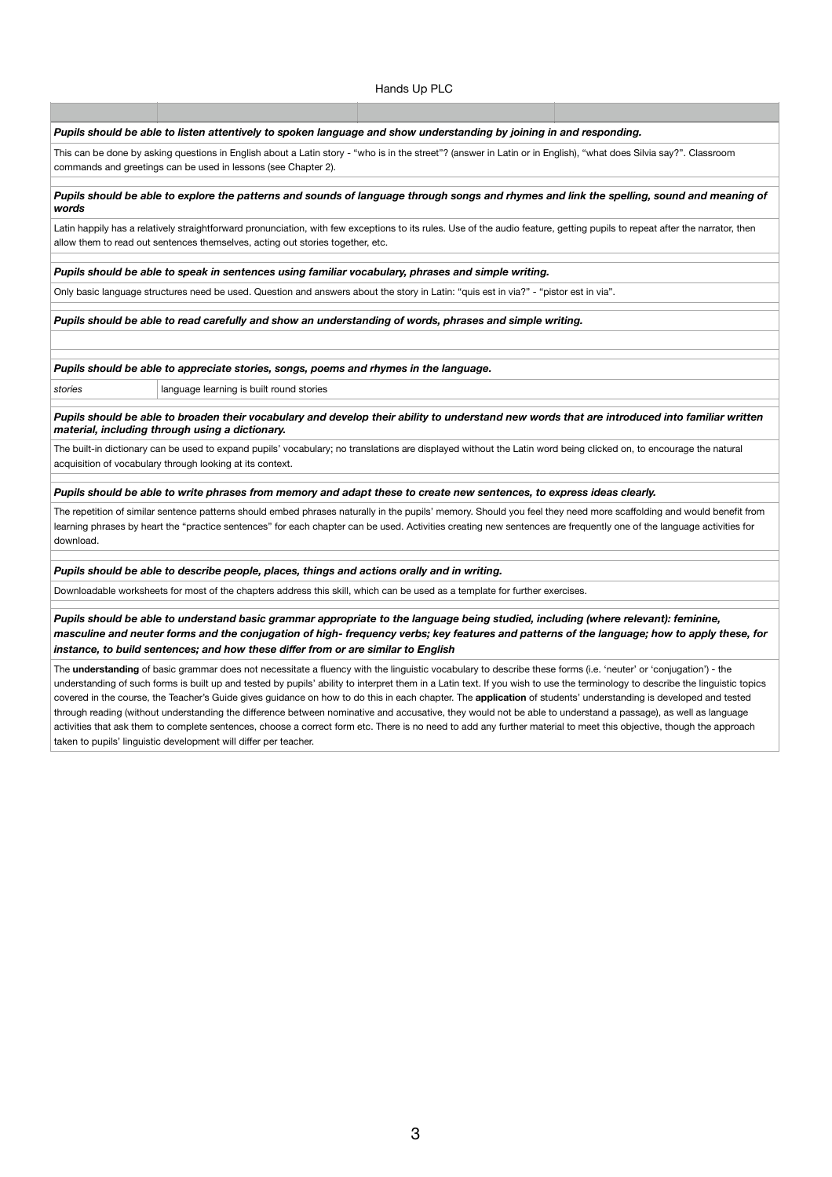***Pupils should be able to listen attentively to spoken language and show understanding by joining in and responding.***

This can be done by asking questions in English about a Latin story - "who is in the street"? (answer in Latin or in English), "what does Silvia say?". Classroom commands and greetings can be used in lessons (see Chapter 2).

***Pupils should be able to explore the patterns and sounds of language through songs and rhymes and link the spelling, sound and meaning of words***

Latin happily has a relatively straightforward pronunciation, with few exceptions to its rules. Use of the audio feature, getting pupils to repeat after the narrator, then allow them to read out sentences themselves, acting out stories together, etc.

***Pupils should be able to speak in sentences using familiar vocabulary, phrases and simple writing.***

Only basic language structures need be used. Question and answers about the story in Latin: "quis est in via?" - "pistor est in via".

***Pupils should be able to read carefully and show an understanding of words, phrases and simple writing.***

***Pupils should be able to appreciate stories, songs, poems and rhymes in the language.***

| *stories* | language learning is built round stories |
|---|---|

***Pupils should be able to broaden their vocabulary and develop their ability to understand new words that are introduced into familiar written material, including through using a dictionary.***

The built-in dictionary can be used to expand pupils' vocabulary; no translations are displayed without the Latin word being clicked on, to encourage the natural acquisition of vocabulary through looking at its context.

***Pupils should be able to write phrases from memory and adapt these to create new sentences, to express ideas clearly.***

The repetition of similar sentence patterns should embed phrases naturally in the pupils' memory. Should you feel they need more scaffolding and would benefit from learning phrases by heart the "practice sentences" for each chapter can be used. Activities creating new sentences are frequently one of the language activities for download.

***Pupils should be able to describe people, places, things and actions orally and in writing.***

Downloadable worksheets for most of the chapters address this skill, which can be used as a template for further exercises.

***Pupils should be able to understand basic grammar appropriate to the language being studied, including (where relevant): feminine, masculine and neuter forms and the conjugation of high- frequency verbs; key features and patterns of the language; how to apply these, for instance, to build sentences; and how these differ from or are similar to English***

The **understanding** of basic grammar does not necessitate a fluency with the linguistic vocabulary to describe these forms (i.e. 'neuter' or 'conjugation') - the understanding of such forms is built up and tested by pupils' ability to interpret them in a Latin text. If you wish to use the terminology to describe the linguistic topics covered in the course, the Teacher's Guide gives guidance on how to do this in each chapter. The **application** of students' understanding is developed and tested through reading (without understanding the difference between nominative and accusative, they would not be able to understand a passage), as well as language activities that ask them to complete sentences, choose a correct form etc. There is no need to add any further material to meet this objective, though the approach taken to pupils' linguistic development will differ per teacher.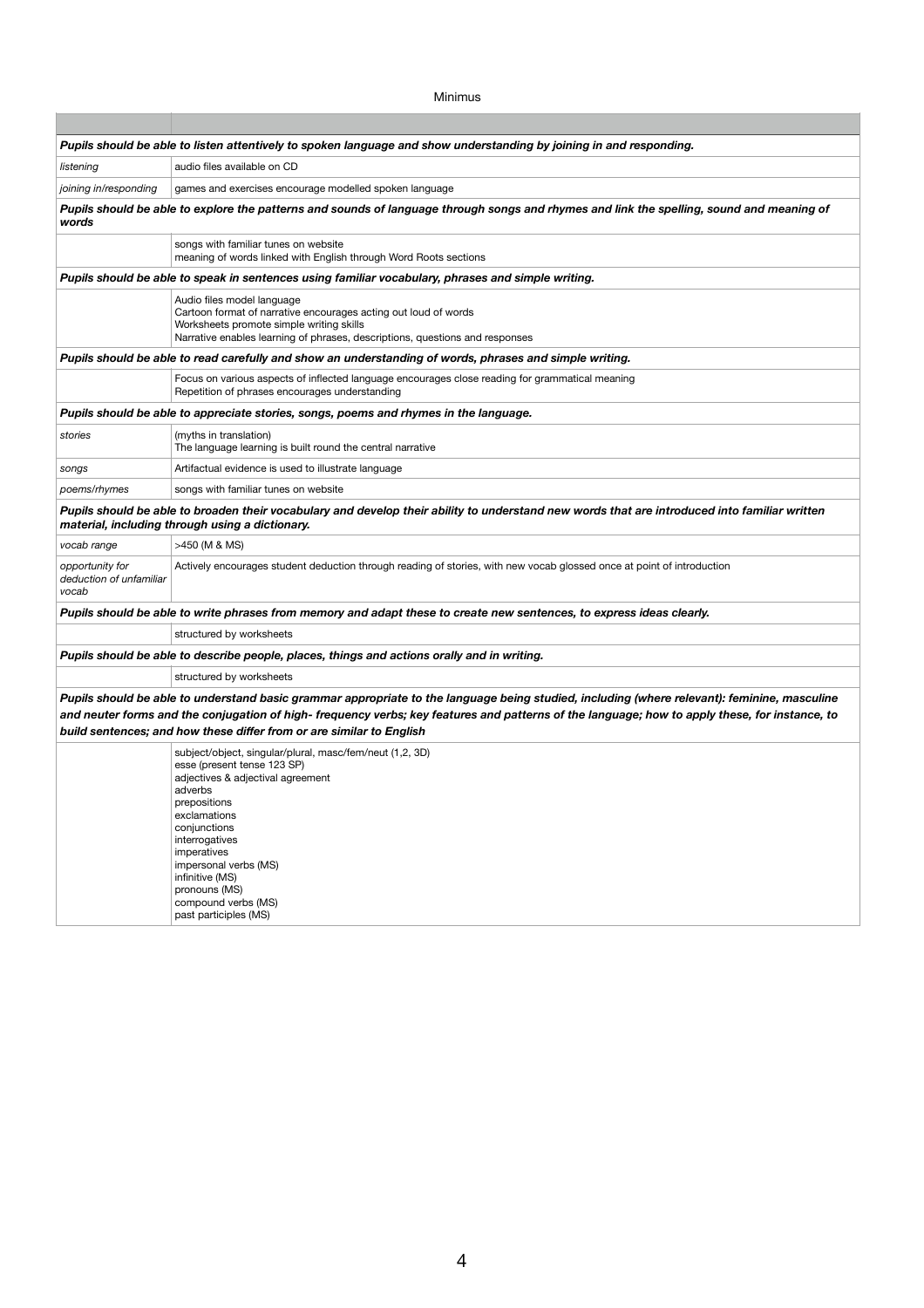Minimus

| | |
|---|---|
| ***Pupils should be able to listen attentively to spoken language and show understanding by joining in and responding.*** | |
| *listening* | audio files available on CD |
| *joining in/responding* | games and exercises encourage modelled spoken language |
| ***Pupils should be able to explore the patterns and sounds of language through songs and rhymes and link the spelling, sound and meaning of words*** | |
| | songs with familiar tunes on website<br>meaning of words linked with English through Word Roots sections |
| ***Pupils should be able to speak in sentences using familiar vocabulary, phrases and simple writing.*** | |
| | Audio files model language<br>Cartoon format of narrative encourages acting out loud of words<br>Worksheets promote simple writing skills<br>Narrative enables learning of phrases, descriptions, questions and responses |
| ***Pupils should be able to read carefully and show an understanding of words, phrases and simple writing.*** | |
| | Focus on various aspects of inflected language encourages close reading for grammatical meaning<br>Repetition of phrases encourages understanding |
| ***Pupils should be able to appreciate stories, songs, poems and rhymes in the language.*** | |
| *stories* | (myths in translation)<br>The language learning is built round the central narrative |
| *songs* | Artifactual evidence is used to illustrate language |
| *poems/rhymes* | songs with familiar tunes on website |
| ***Pupils should be able to broaden their vocabulary and develop their ability to understand new words that are introduced into familiar written material, including through using a dictionary.*** | |
| *vocab range* | >450 (M & MS) |
| *opportunity for deduction of unfamiliar vocab* | Actively encourages student deduction through reading of stories, with new vocab glossed once at point of introduction |
| ***Pupils should be able to write phrases from memory and adapt these to create new sentences, to express ideas clearly.*** | |
| | structured by worksheets |
| ***Pupils should be able to describe people, places, things and actions orally and in writing.*** | |
| | structured by worksheets |
| ***Pupils should be able to understand basic grammar appropriate to the language being studied, including (where relevant): feminine, masculine and neuter forms and the conjugation of high- frequency verbs; key features and patterns of the language; how to apply these, for instance, to build sentences; and how these differ from or are similar to English*** | |
| | subject/object, singular/plural, masc/fem/neut (1,2, 3D)<br>esse (present tense 123 SP)<br>adjectives & adjectival agreement<br>adverbs<br>prepositions<br>exclamations<br>conjunctions<br>interrogatives<br>imperatives<br>impersonal verbs (MS)<br>infinitive (MS)<br>pronouns (MS)<br>compound verbs (MS)<br>past participles (MS) |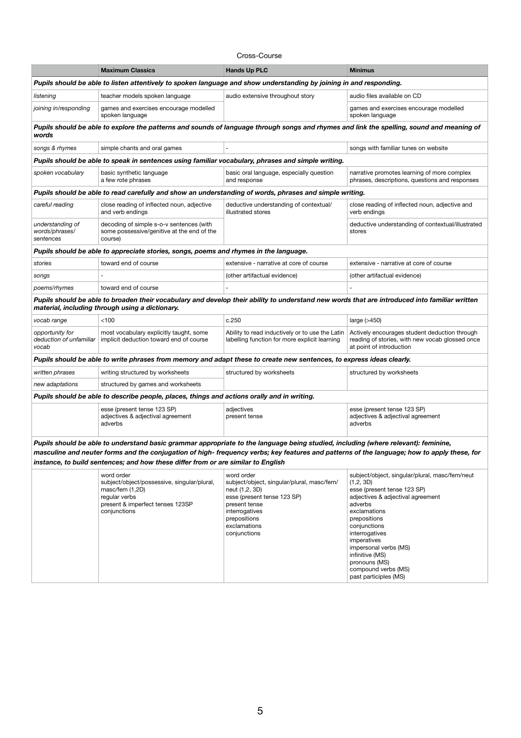Cross-Course

| | Maximum Classics | Hands Up PLC | Minimus |
|---|---|---|---|
| ***Pupils should be able to listen attentively to spoken language and show understanding by joining in and responding.*** | | | |
| *listening* | teacher models spoken language | audio extensive throughout story | audio files available on CD |
| *joining in/responding* | games and exercises encourage modelled spoken language | | games and exercises encourage modelled spoken language |
| ***Pupils should be able to explore the patterns and sounds of language through songs and rhymes and link the spelling, sound and meaning of words*** | | | |
| *songs & rhymes* | simple chants and oral games | - | songs with familiar tunes on website |
| ***Pupils should be able to speak in sentences using familiar vocabulary, phrases and simple writing.*** | | | |
| *spoken vocabulary* | basic synthetic language<br>a few rote phrases | basic oral language, especially question and response | narrative promotes learning of more complex phrases, descriptions, questions and responses |
| ***Pupils should be able to read carefully and show an understanding of words, phrases and simple writing.*** | | | |
| *careful reading* | close reading of inflected noun, adjective and verb endings | deductive understanding of contextual/illustrated stores | close reading of inflected noun, adjective and verb endings |
| *understanding of words/phrases/sentences* | decoding of simple s-o-v sentences (with some possessive/genitive at the end of the course) | | deductive understanding of contextual/illustrated stores |
| ***Pupils should be able to appreciate stories, songs, poems and rhymes in the language.*** | | | |
| *stories* | toward end of course | extensive - narrative at core of course | extensive - narrative at core of course |
| *songs* | - | (other artifactual evidence) | (other artifactual evidence) |
| *poems/rhymes* | toward end of course | - | - |
| ***Pupils should be able to broaden their vocabulary and develop their ability to understand new words that are introduced into familiar written material, including through using a dictionary.*** | | | |
| *vocab range* | <100 | c.250 | large (>450) |
| *opportunity for deduction of unfamiliar vocab* | most vocabulary explicitly taught, some implicit deduction toward end of course | Ability to read inductively or to use the Latin labelling function for more explicit learning | Actively encourages student deduction through reading of stories, with new vocab glossed once at point of introduction |
| ***Pupils should be able to write phrases from memory and adapt these to create new sentences, to express ideas clearly.*** | | | |
| *written phrases* | writing structured by worksheets | structured by worksheets | structured by worksheets |
| *new adaptations* | structured by games and worksheets | | |
| ***Pupils should be able to describe people, places, things and actions orally and in writing.*** | | | |
| | esse (present tense 123 SP)<br>adjectives & adjectival agreement<br>adverbs | adjectives<br>present tense | esse (present tense 123 SP)<br>adjectives & adjectival agreement<br>adverbs |
| ***Pupils should be able to understand basic grammar appropriate to the language being studied, including (where relevant): feminine, masculine and neuter forms and the conjugation of high- frequency verbs; key features and patterns of the language; how to apply these, for instance, to build sentences; and how these differ from or are similar to English*** | | | |
| | word order<br>subject/object/possessive, singular/plural, masc/fem (1,2D)<br>regular verbs<br>present & imperfect tenses 123SP<br>conjunctions | word order<br>subject/object, singular/plural, masc/fem/neut (1,2, 3D)<br>esse (present tense 123 SP)<br>present tense<br>interrogatives<br>prepositions<br>exclamations<br>conjunctions | subject/object, singular/plural, masc/fem/neut (1,2, 3D)<br>esse (present tense 123 SP)<br>adjectives & adjectival agreement<br>adverbs<br>exclamations<br>prepositions<br>conjunctions<br>interrogatives<br>imperatives<br>impersonal verbs (MS)<br>infinitive (MS)<br>pronouns (MS)<br>compound verbs (MS)<br>past participles (MS) |